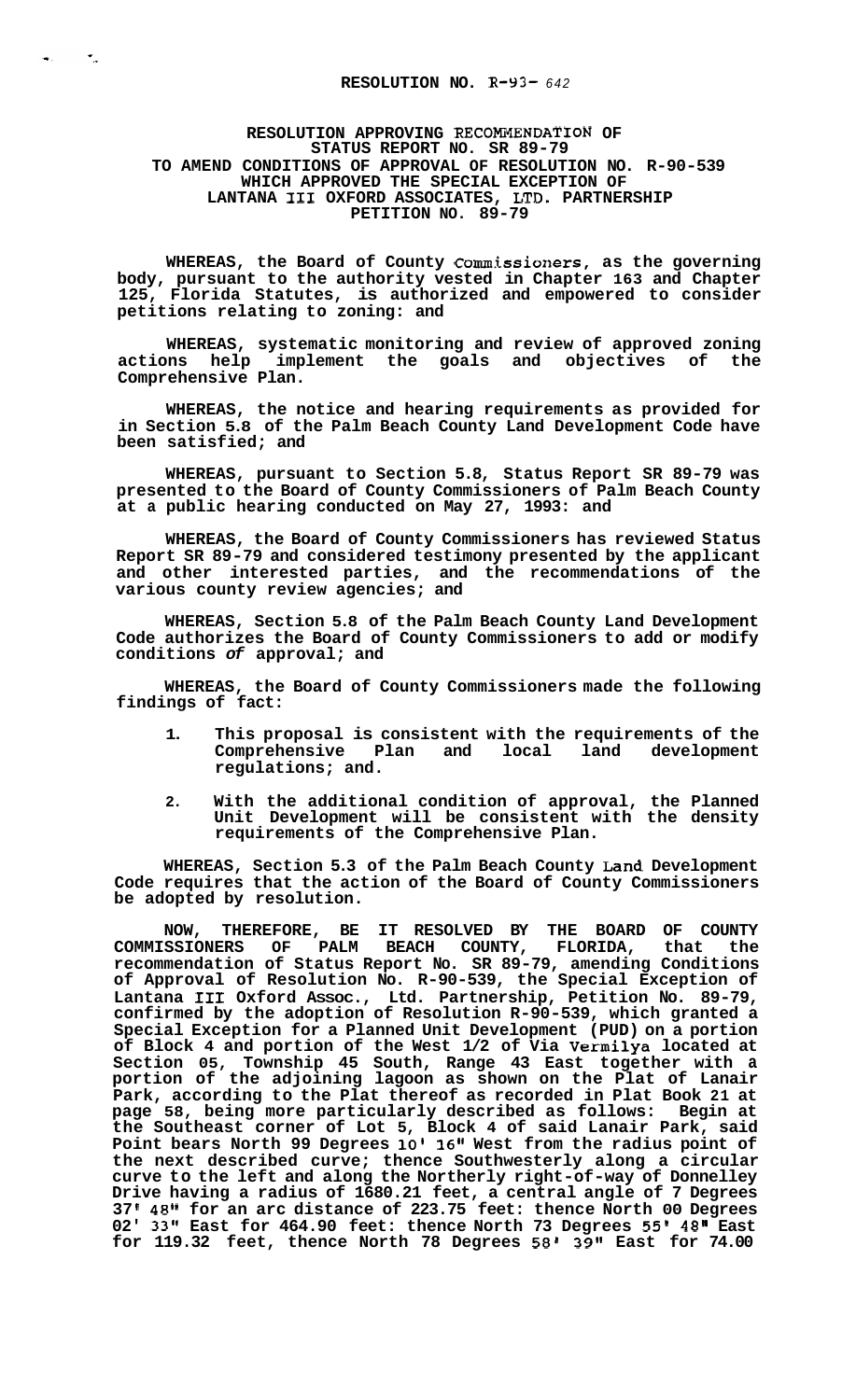**RESOLUTION NO. R-93- 642**

**RESOLUTION APPROVING RECOMMENDATION OF STATUS REPORT NO. SR 89-79 TO AMEND CONDITIONS OF APPROVAL OF RESOLUTION NO. R-90-539 WHICH APPROVED THE SPECIAL EXCEPTION OF LANTANA III OXFORD ASSOCIATES, LTD. PARTNERSHIP PETITION NO. 89-79**

**WHEREAS, the Board of County Commissioners, as the governing body, pursuant to the authority vested in Chapter 163 and Chapter 125, Florida Statutes, is authorized and empowered to consider petitions relating to zoning: and**

**WHEREAS, systematic monitoring and review of approved zoning actions help implement the goals and objectives of the Comprehensive Plan.**

**WHEREAS, the notice and hearing requirements as provided for in Section 5.8 of the Palm Beach County Land Development Code have been satisfied; and**

**WHEREAS, pursuant to Section 5.8, Status Report SR 89-79 was presented to the Board of County Commissioners of Palm Beach County at a public hearing conducted on May 27, 1993: and**

**WHEREAS, the Board of County Commissioners has reviewed Status Report SR 89-79 and considered testimony presented by the applicant and other interested parties, and the recommendations of the various county review agencies; and**

**WHEREAS, Section 5.8 of the Palm Beach County Land Development Code authorizes the Board of County Commissioners to add or modify conditions *of* approval; and**

**WHEREAS, the Board of County Commissioners made the following findings of fact:**

1. **This proposal is consistent with the requirements of the Comprehensive Plan and local land development regulations; and.**
2. **With the additional condition of approval, the Planned Unit Development will be consistent with the density requirements of the Comprehensive Plan.**

**WHEREAS, Section 5.3 of the Palm Beach County Land Development Code requires that the action of the Board of County Commissioners be adopted by resolution.**

**NOW, THEREFORE, BE IT RESOLVED BY THE BOARD OF COUNTY COMMISSIONERS OF PALM BEACH COUNTY, FLORIDA, that the recommendation of Status Report No. SR 89-79, amending Conditions of Approval of Resolution No. R-90-539, the Special Exception of Lantana III Oxford Assoc., Ltd. Partnership, Petition No. 89-79, confirmed by the adoption of Resolution R-90-539, which granted a Special Exception for a Planned Unit Development (PUD) on a portion of Block 4 and portion of the West 1/2 of Via Vermilya located at Section 05, Township 45 South, Range 43 East together with a portion of the adjoining lagoon as shown on the Plat of Lanair Park, according to the Plat thereof as recorded in Plat Book 21 at page 58, being more particularly described as follows: Begin at the Southeast corner of Lot 5, Block 4 of said Lanair Park, said Point bears North 99 Degrees 10' 16" West from the radius point of the next described curve; thence Southwesterly along a circular curve to the left and along the Northerly right-of-way of Donnelley Drive having a radius of 1680.21 feet, a central angle of 7 Degrees 37' 48" for an arc distance of 223.75 feet: thence North 00 Degrees 02' 33" East for 464.90 feet: thence North 73 Degrees 55' 48" East for 119.32 feet, thence North 78 Degrees 58' 39" East for 74.00**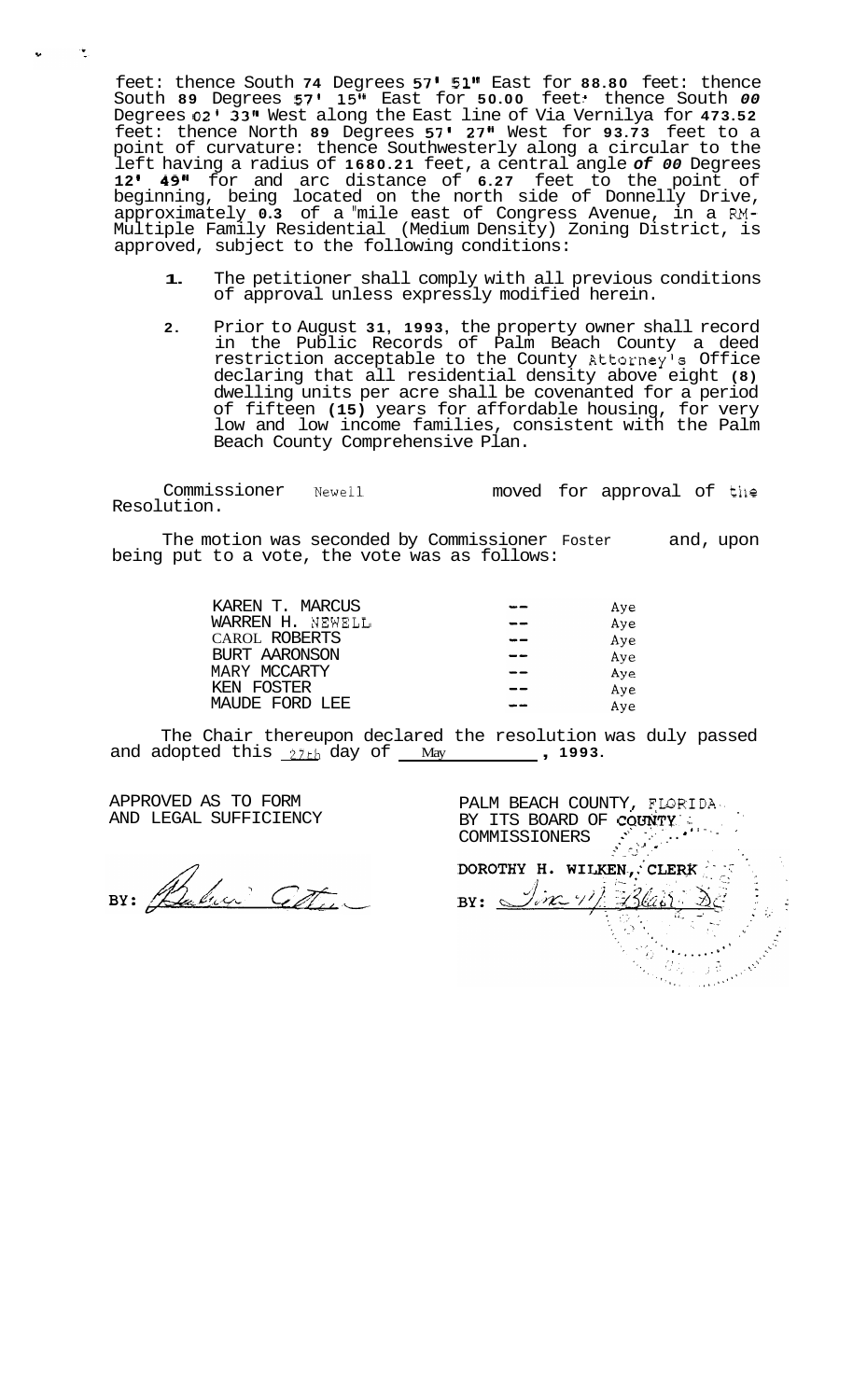feet: thence South 74 Degrees 57' 51" East for 88.80 feet: thence South 89 Degrees 57' 15" East for 50.00 feet: thence South 00 Degrees 02' 33" West along the East line of Via Vernilya for 473.52 feet: thence North 89 Degrees 57' 27" West for 93.73 feet to a point of curvature: thence Southwesterly along a circular to the left having a radius of 1680.21 feet, a central angle of 00 Degrees 12' 49" for and arc distance of 6.27 feet to the point of beginning, being located on the north side of Donnelly Drive, approximately 0.3 of a "mile east of Congress Avenue, in a RM-Multiple Family Residential (Medium Density) Zoning District, is approved, subject to the following conditions:

1. The petitioner shall comply with all previous conditions of approval unless expressly modified herein.

2. Prior to August 31, 1993, the property owner shall record in the Public Records of Palm Beach County a deed restriction acceptable to the County Attorney's Office declaring that all residential density above eight (8) dwelling units per acre shall be covenanted for a period of fifteen (15) years for affordable housing, for very low and low income families, consistent with the Palm Beach County Comprehensive Plan.

Commissioner Newell moved for approval of the Resolution.

The motion was seconded by Commissioner Foster and, upon being put to a vote, the vote was as follows:

| | | |
|---|---|---|
| KAREN T. MARCUS | -- | Aye |
| WARREN H. NEWELL | -- | Aye |
| CAROL ROBERTS | -- | Aye |
| BURT AARONSON | -- | Aye |
| MARY MCCARTY | -- | Aye |
| KEN FOSTER | -- | Aye |
| MAUDE FORD LEE | -- | Aye |

The Chair thereupon declared the resolution was duly passed and adopted this 27th day of May, 1993.

APPROVED AS TO FORM AND LEGAL SUFFICIENCY

BY: [signature]

PALM BEACH COUNTY, FLORIDA BY ITS BOARD OF COUNTY COMMISSIONERS

DOROTHY H. WILKEN, CLERK

BY: [signature]